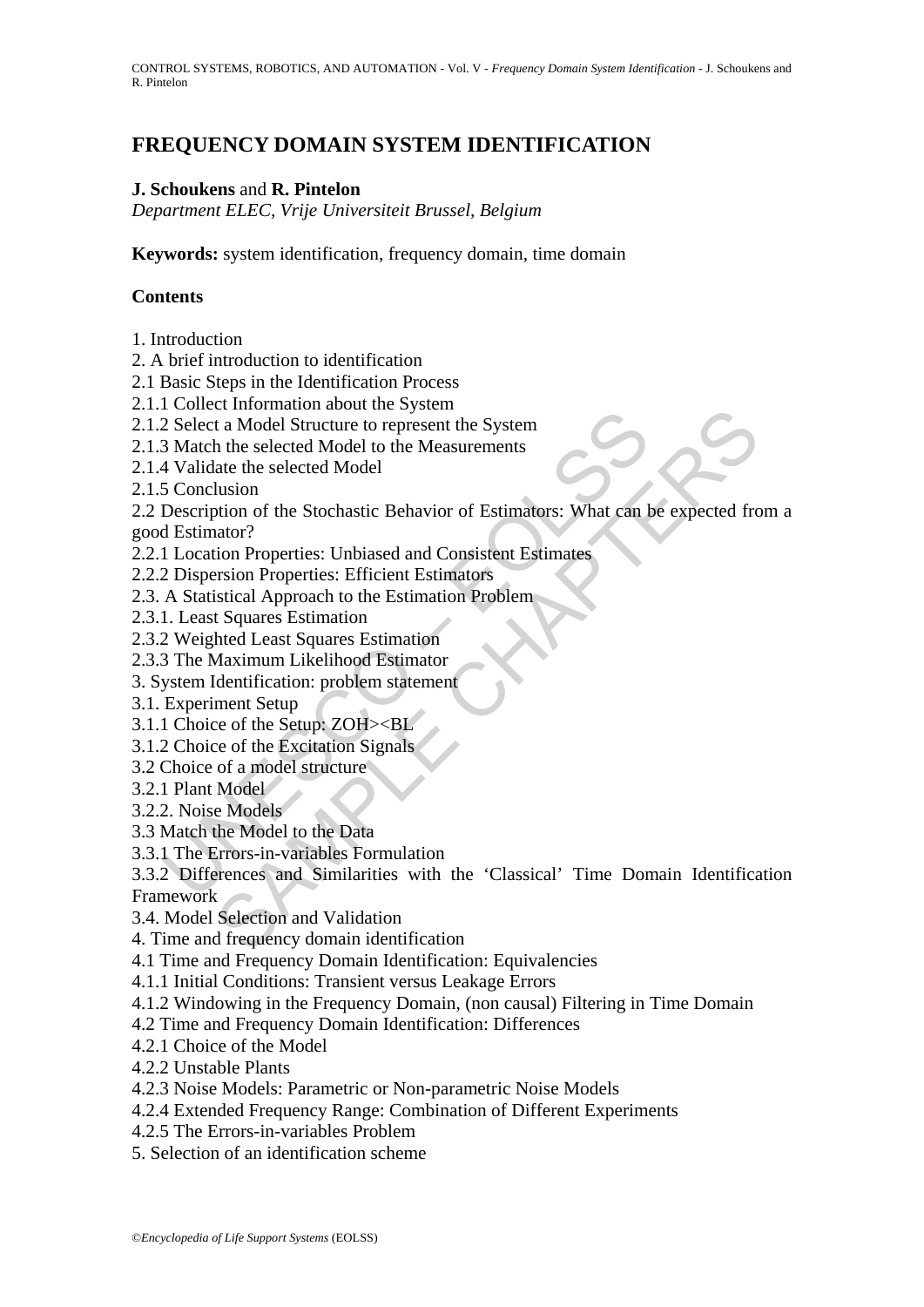# FREQUENCY DOMAIN SYSTEM IDENTIFICATION

**J. Schoukens** and **R. Pintelon**
*Department ELEC, Vrije Universiteit Brussel, Belgium*

**Keywords:** system identification, frequency domain, time domain

## Contents

1. Introduction
2. A brief introduction to identification
2.1 Basic Steps in the Identification Process
2.1.1 Collect Information about the System
2.1.2 Select a Model Structure to represent the System
2.1.3 Match the selected Model to the Measurements
2.1.4 Validate the selected Model
2.1.5 Conclusion
2.2 Description of the Stochastic Behavior of Estimators: What can be expected from a good Estimator?
2.2.1 Location Properties: Unbiased and Consistent Estimates
2.2.2 Dispersion Properties: Efficient Estimators
2.3. A Statistical Approach to the Estimation Problem
2.3.1. Least Squares Estimation
2.3.2 Weighted Least Squares Estimation
2.3.3 The Maximum Likelihood Estimator
3. System Identification: problem statement
3.1. Experiment Setup
3.1.1 Choice of the Setup: ZOH><BL
3.1.2 Choice of the Excitation Signals
3.2 Choice of a model structure
3.2.1 Plant Model
3.2.2. Noise Models
3.3 Match the Model to the Data
3.3.1 The Errors-in-variables Formulation
3.3.2 Differences and Similarities with the 'Classical' Time Domain Identification Framework
3.4. Model Selection and Validation
4. Time and frequency domain identification
4.1 Time and Frequency Domain Identification: Equivalencies
4.1.1 Initial Conditions: Transient versus Leakage Errors
4.1.2 Windowing in the Frequency Domain, (non causal) Filtering in Time Domain
4.2 Time and Frequency Domain Identification: Differences
4.2.1 Choice of the Model
4.2.2 Unstable Plants
4.2.3 Noise Models: Parametric or Non-parametric Noise Models
4.2.4 Extended Frequency Range: Combination of Different Experiments
4.2.5 The Errors-in-variables Problem
5. Selection of an identification scheme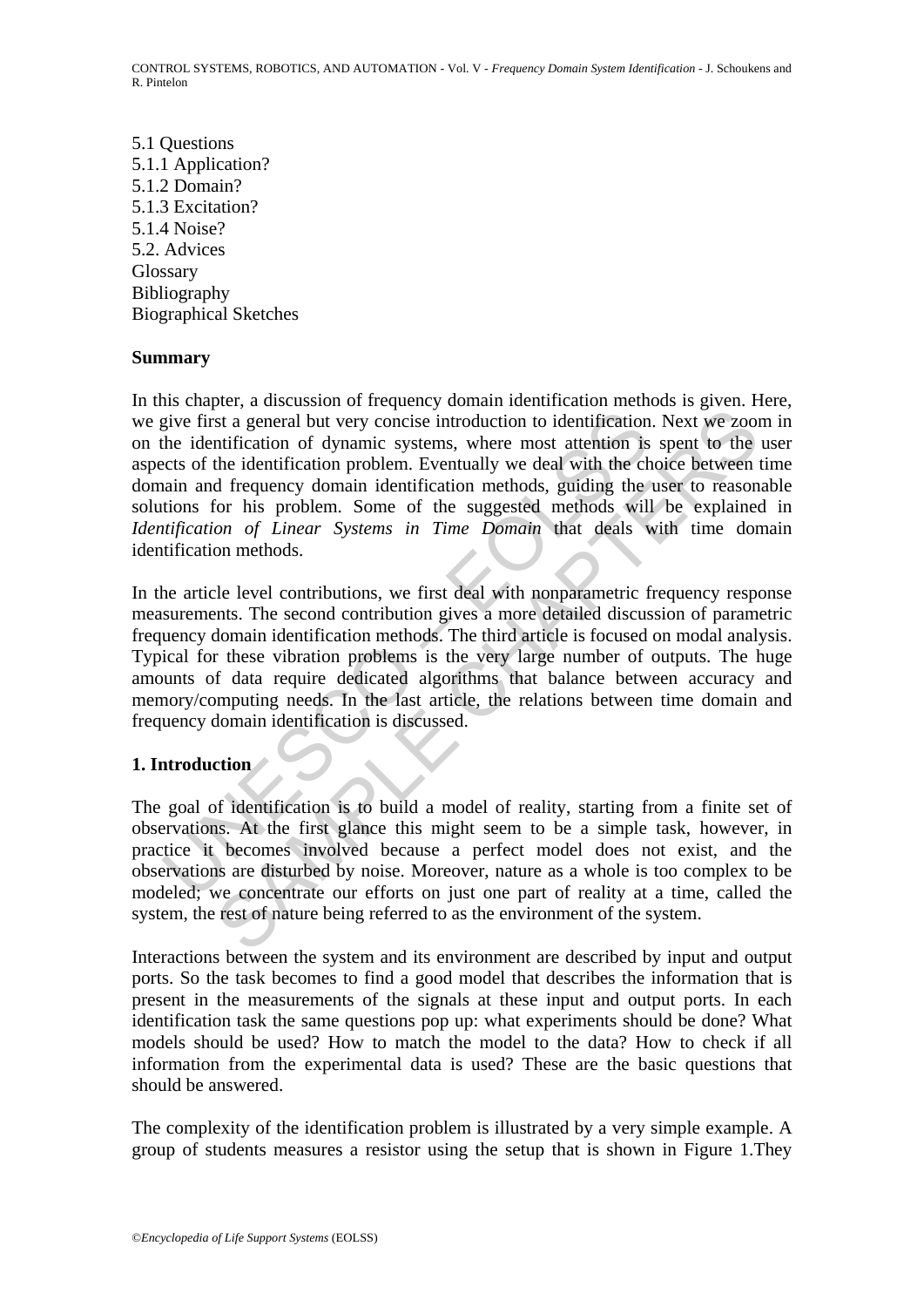5.1 Questions
5.1.1 Application?
5.1.2 Domain?
5.1.3 Excitation?
5.1.4 Noise?
5.2. Advices
Glossary
Bibliography
Biographical Sketches

**Summary**

In this chapter, a discussion of frequency domain identification methods is given. Here, we give first a general but very concise introduction to identification. Next we zoom in on the identification of dynamic systems, where most attention is spent to the user aspects of the identification problem. Eventually we deal with the choice between time domain and frequency domain identification methods, guiding the user to reasonable solutions for his problem. Some of the suggested methods will be explained in *Identification of Linear Systems in Time Domain* that deals with time domain identification methods.

In the article level contributions, we first deal with nonparametric frequency response measurements. The second contribution gives a more detailed discussion of parametric frequency domain identification methods. The third article is focused on modal analysis. Typical for these vibration problems is the very large number of outputs. The huge amounts of data require dedicated algorithms that balance between accuracy and memory/computing needs. In the last article, the relations between time domain and frequency domain identification is discussed.

## 1. Introduction

The goal of identification is to build a model of reality, starting from a finite set of observations. At the first glance this might seem to be a simple task, however, in practice it becomes involved because a perfect model does not exist, and the observations are disturbed by noise. Moreover, nature as a whole is too complex to be modeled; we concentrate our efforts on just one part of reality at a time, called the system, the rest of nature being referred to as the environment of the system.

Interactions between the system and its environment are described by input and output ports. So the task becomes to find a good model that describes the information that is present in the measurements of the signals at these input and output ports. In each identification task the same questions pop up: what experiments should be done? What models should be used? How to match the model to the data? How to check if all information from the experimental data is used? These are the basic questions that should be answered.

The complexity of the identification problem is illustrated by a very simple example. A group of students measures a resistor using the setup that is shown in Figure 1.They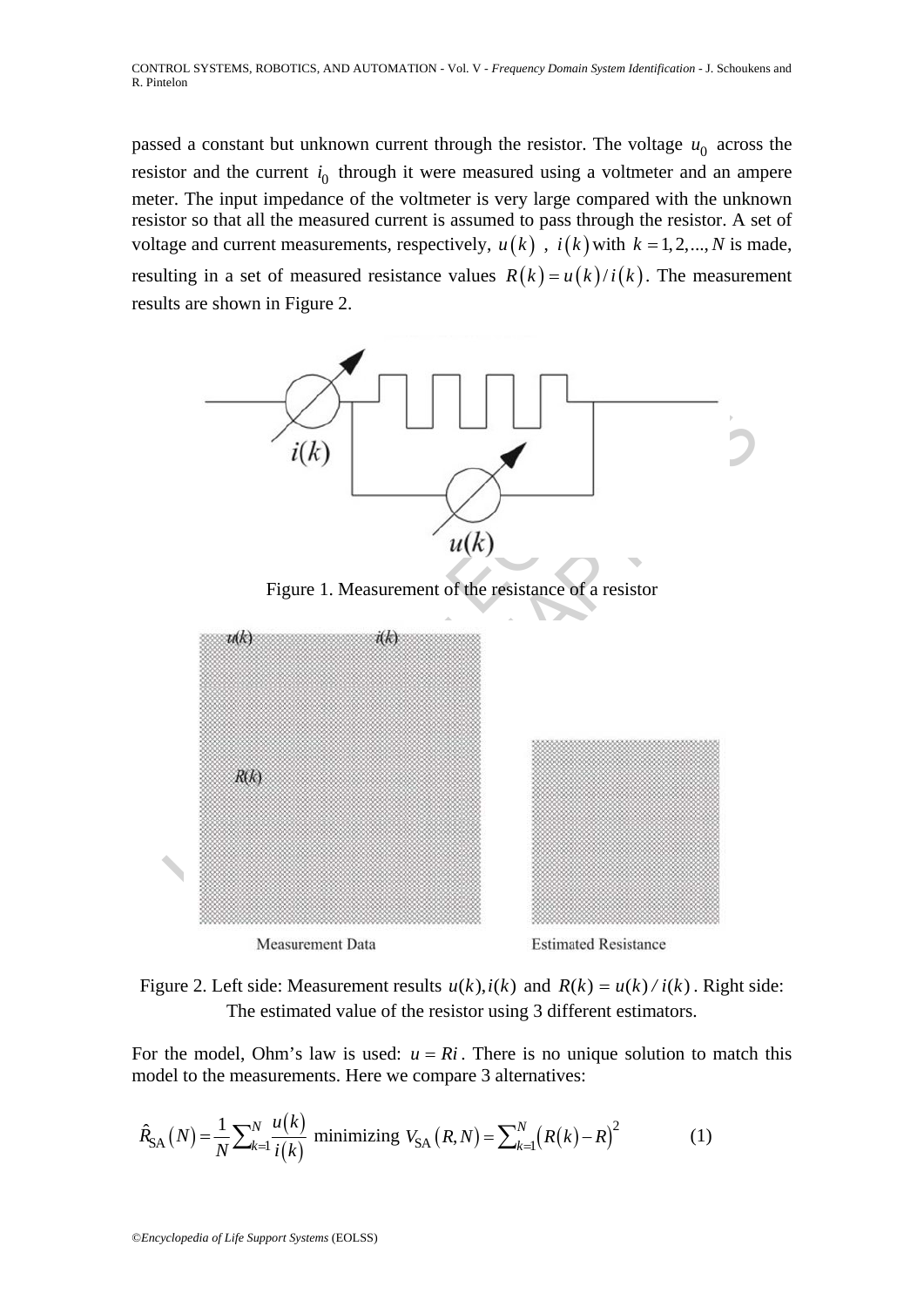passed a constant but unknown current through the resistor. The voltage $u_0$ across the resistor and the current $i_0$ through it were measured using a voltmeter and an ampere meter. The input impedance of the voltmeter is very large compared with the unknown resistor so that all the measured current is assumed to pass through the resistor. A set of voltage and current measurements, respectively, $u(k)$ , $i(k)$ with $k = 1, 2, ..., N$ is made, resulting in a set of measured resistance values $R(k) = u(k)/i(k)$. The measurement results are shown in Figure 2.

Figure 1. Measurement of the resistance of a resistor

Figure 2. Left side: Measurement results $u(k), i(k)$ and $R(k) = u(k)/i(k)$. Right side: The estimated value of the resistor using 3 different estimators.

For the model, Ohm's law is used: $u = Ri$. There is no unique solution to match this model to the measurements. Here we compare 3 alternatives:

$$\hat{R}_{\mathrm{SA}}(N) = \frac{1}{N}\sum_{k=1}^{N}\frac{u(k)}{i(k)} \text{ minimizing } V_{\mathrm{SA}}(R, N) = \sum_{k=1}^{N}\left(R(k) - R\right)^2 \tag{1}$$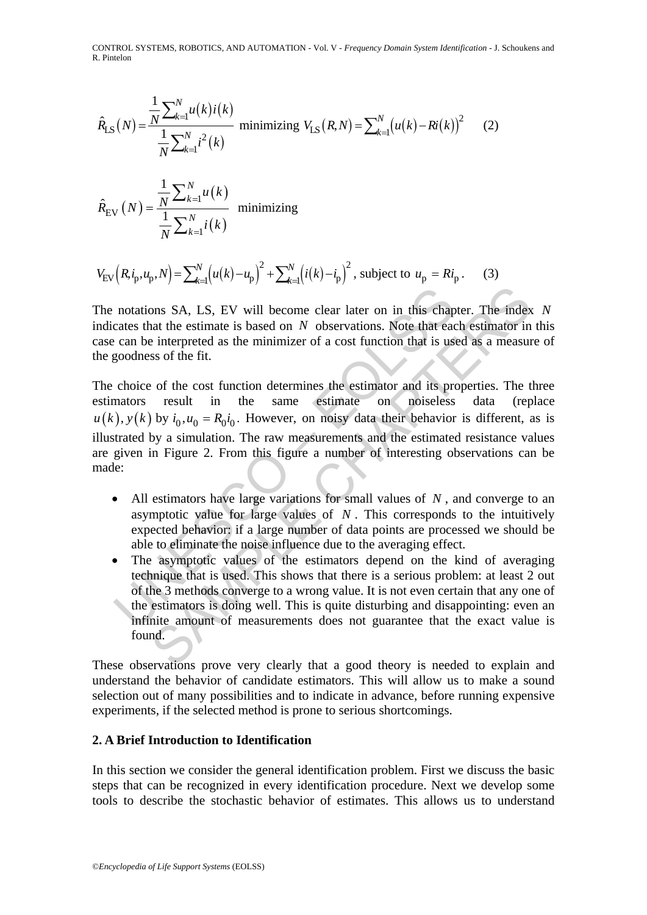$$\hat{R}_{\mathrm{LS}}(N) = \frac{\frac{1}{N}\sum_{k=1}^{N} u(k) i(k)}{\frac{1}{N}\sum_{k=1}^{N} i^2(k)} \text{ minimizing } V_{\mathrm{LS}}(R, N) = \sum_{k=1}^{N} \left(u(k) - Ri(k)\right)^2 \qquad (2)$$

$$\hat{R}_{\mathrm{EV}}(N) = \frac{\frac{1}{N}\sum_{k=1}^{N} u(k)}{\frac{1}{N}\sum_{k=1}^{N} i(k)} \text{ minimizing}$$

$$V_{\mathrm{EV}}\left(R, i_{\mathrm{p}}, u_{\mathrm{p}}, N\right) = \sum_{k=1}^{N} \left(u(k) - u_{\mathrm{p}}\right)^2 + \sum_{k=1}^{N} \left(i(k) - i_{\mathrm{p}}\right)^2 \text{, subject to } u_{\mathrm{p}} = Ri_{\mathrm{p}} . \qquad (3)$$

The notations SA, LS, EV will become clear later on in this chapter. The index $N$ indicates that the estimate is based on $N$ observations. Note that each estimator in this case can be interpreted as the minimizer of a cost function that is used as a measure of the goodness of the fit.

The choice of the cost function determines the estimator and its properties. The three estimators result in the same estimate on noiseless data (replace $u(k), y(k)$ by $i_0, u_0 = R_0 i_0$. However, on noisy data their behavior is different, as is illustrated by a simulation. The raw measurements and the estimated resistance values are given in Figure 2. From this figure a number of interesting observations can be made:

- All estimators have large variations for small values of $N$, and converge to an asymptotic value for large values of $N$. This corresponds to the intuitively expected behavior: if a large number of data points are processed we should be able to eliminate the noise influence due to the averaging effect.
- The asymptotic values of the estimators depend on the kind of averaging technique that is used. This shows that there is a serious problem: at least 2 out of the 3 methods converge to a wrong value. It is not even certain that any one of the estimators is doing well. This is quite disturbing and disappointing: even an infinite amount of measurements does not guarantee that the exact value is found.

These observations prove very clearly that a good theory is needed to explain and understand the behavior of candidate estimators. This will allow us to make a sound selection out of many possibilities and to indicate in advance, before running expensive experiments, if the selected method is prone to serious shortcomings.

## 2. A Brief Introduction to Identification

In this section we consider the general identification problem. First we discuss the basic steps that can be recognized in every identification procedure. Next we develop some tools to describe the stochastic behavior of estimates. This allows us to understand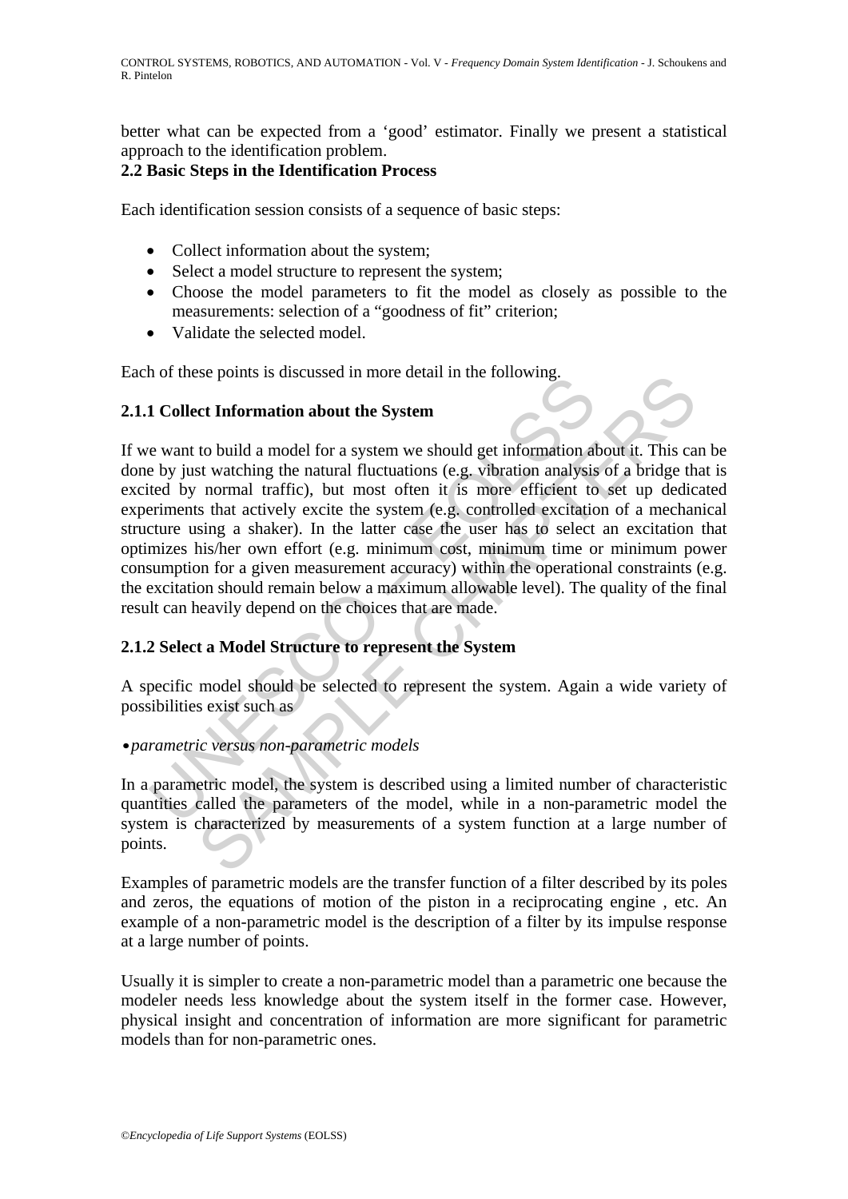better what can be expected from a 'good' estimator. Finally we present a statistical approach to the identification problem.

## 2.2 Basic Steps in the Identification Process

Each identification session consists of a sequence of basic steps:

- Collect information about the system;
- Select a model structure to represent the system;
- Choose the model parameters to fit the model as closely as possible to the measurements: selection of a "goodness of fit" criterion;
- Validate the selected model.

Each of these points is discussed in more detail in the following.

### 2.1.1 Collect Information about the System

If we want to build a model for a system we should get information about it. This can be done by just watching the natural fluctuations (e.g. vibration analysis of a bridge that is excited by normal traffic), but most often it is more efficient to set up dedicated experiments that actively excite the system (e.g. controlled excitation of a mechanical structure using a shaker). In the latter case the user has to select an excitation that optimizes his/her own effort (e.g. minimum cost, minimum time or minimum power consumption for a given measurement accuracy) within the operational constraints (e.g. the excitation should remain below a maximum allowable level). The quality of the final result can heavily depend on the choices that are made.

### 2.1.2 Select a Model Structure to represent the System

A specific model should be selected to represent the system. Again a wide variety of possibilities exist such as

- *parametric versus non-parametric models*

In a parametric model, the system is described using a limited number of characteristic quantities called the parameters of the model, while in a non-parametric model the system is characterized by measurements of a system function at a large number of points.

Examples of parametric models are the transfer function of a filter described by its poles and zeros, the equations of motion of the piston in a reciprocating engine , etc. An example of a non-parametric model is the description of a filter by its impulse response at a large number of points.

Usually it is simpler to create a non-parametric model than a parametric one because the modeler needs less knowledge about the system itself in the former case. However, physical insight and concentration of information are more significant for parametric models than for non-parametric ones.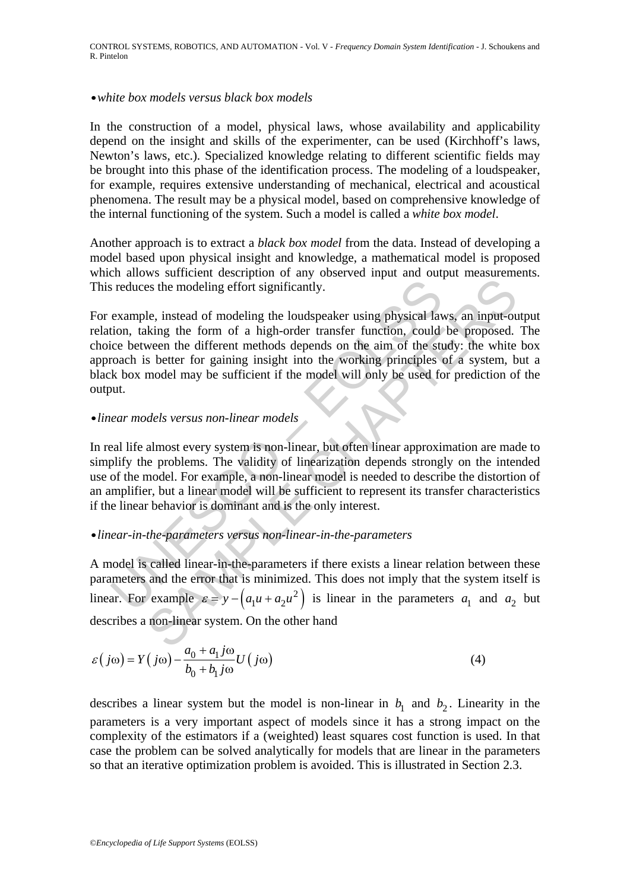• *white box models versus black box models*

In the construction of a model, physical laws, whose availability and applicability depend on the insight and skills of the experimenter, can be used (Kirchhoff's laws, Newton's laws, etc.). Specialized knowledge relating to different scientific fields may be brought into this phase of the identification process. The modeling of a loudspeaker, for example, requires extensive understanding of mechanical, electrical and acoustical phenomena. The result may be a physical model, based on comprehensive knowledge of the internal functioning of the system. Such a model is called a *white box model*.

Another approach is to extract a *black box model* from the data. Instead of developing a model based upon physical insight and knowledge, a mathematical model is proposed which allows sufficient description of any observed input and output measurements. This reduces the modeling effort significantly.

For example, instead of modeling the loudspeaker using physical laws, an input-output relation, taking the form of a high-order transfer function, could be proposed. The choice between the different methods depends on the aim of the study: the white box approach is better for gaining insight into the working principles of a system, but a black box model may be sufficient if the model will only be used for prediction of the output.

• *linear models versus non-linear models*

In real life almost every system is non-linear, but often linear approximation are made to simplify the problems. The validity of linearization depends strongly on the intended use of the model. For example, a non-linear model is needed to describe the distortion of an amplifier, but a linear model will be sufficient to represent its transfer characteristics if the linear behavior is dominant and is the only interest.

• *linear-in-the-parameters versus non-linear-in-the-parameters*

A model is called linear-in-the-parameters if there exists a linear relation between these parameters and the error that is minimized. This does not imply that the system itself is linear. For example $\varepsilon = y - \left(a_1 u + a_2 u^2\right)$ is linear in the parameters $a_1$ and $a_2$ but describes a non-linear system. On the other hand

$$\varepsilon\left(j\omega\right) = Y\left(j\omega\right) - \frac{a_0 + a_1 j\omega}{b_0 + b_1 j\omega} U\left(j\omega\right) \tag{4}$$

describes a linear system but the model is non-linear in $b_1$ and $b_2$. Linearity in the parameters is a very important aspect of models since it has a strong impact on the complexity of the estimators if a (weighted) least squares cost function is used. In that case the problem can be solved analytically for models that are linear in the parameters so that an iterative optimization problem is avoided. This is illustrated in Section 2.3.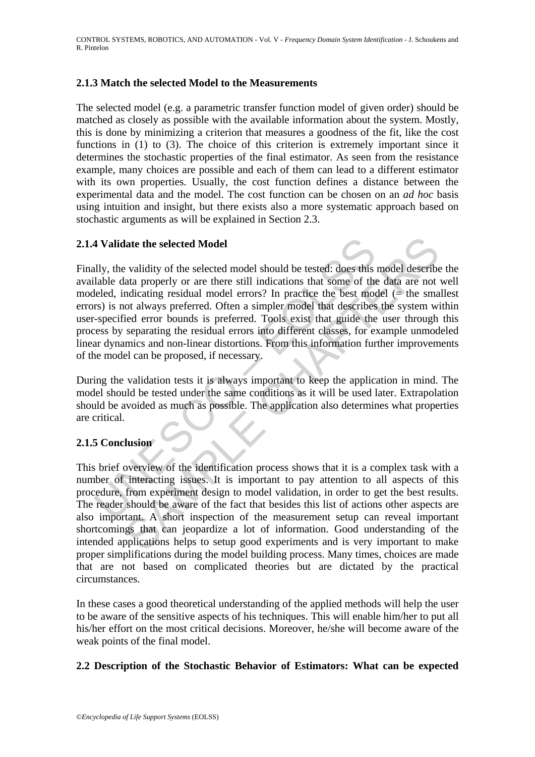### 2.1.3 Match the selected Model to the Measurements

The selected model (e.g. a parametric transfer function model of given order) should be matched as closely as possible with the available information about the system. Mostly, this is done by minimizing a criterion that measures a goodness of the fit, like the cost functions in (1) to (3). The choice of this criterion is extremely important since it determines the stochastic properties of the final estimator. As seen from the resistance example, many choices are possible and each of them can lead to a different estimator with its own properties. Usually, the cost function defines a distance between the experimental data and the model. The cost function can be chosen on an *ad hoc* basis using intuition and insight, but there exists also a more systematic approach based on stochastic arguments as will be explained in Section 2.3.

### 2.1.4 Validate the selected Model

Finally, the validity of the selected model should be tested: does this model describe the available data properly or are there still indications that some of the data are not well modeled, indicating residual model errors? In practice the best model (= the smallest errors) is not always preferred. Often a simpler model that describes the system within user-specified error bounds is preferred. Tools exist that guide the user through this process by separating the residual errors into different classes, for example unmodeled linear dynamics and non-linear distortions. From this information further improvements of the model can be proposed, if necessary.

During the validation tests it is always important to keep the application in mind. The model should be tested under the same conditions as it will be used later. Extrapolation should be avoided as much as possible. The application also determines what properties are critical.

### 2.1.5 Conclusion

This brief overview of the identification process shows that it is a complex task with a number of interacting issues. It is important to pay attention to all aspects of this procedure, from experiment design to model validation, in order to get the best results. The reader should be aware of the fact that besides this list of actions other aspects are also important. A short inspection of the measurement setup can reveal important shortcomings that can jeopardize a lot of information. Good understanding of the intended applications helps to setup good experiments and is very important to make proper simplifications during the model building process. Many times, choices are made that are not based on complicated theories but are dictated by the practical circumstances.

In these cases a good theoretical understanding of the applied methods will help the user to be aware of the sensitive aspects of his techniques. This will enable him/her to put all his/her effort on the most critical decisions. Moreover, he/she will become aware of the weak points of the final model.

## 2.2 Description of the Stochastic Behavior of Estimators: What can be expected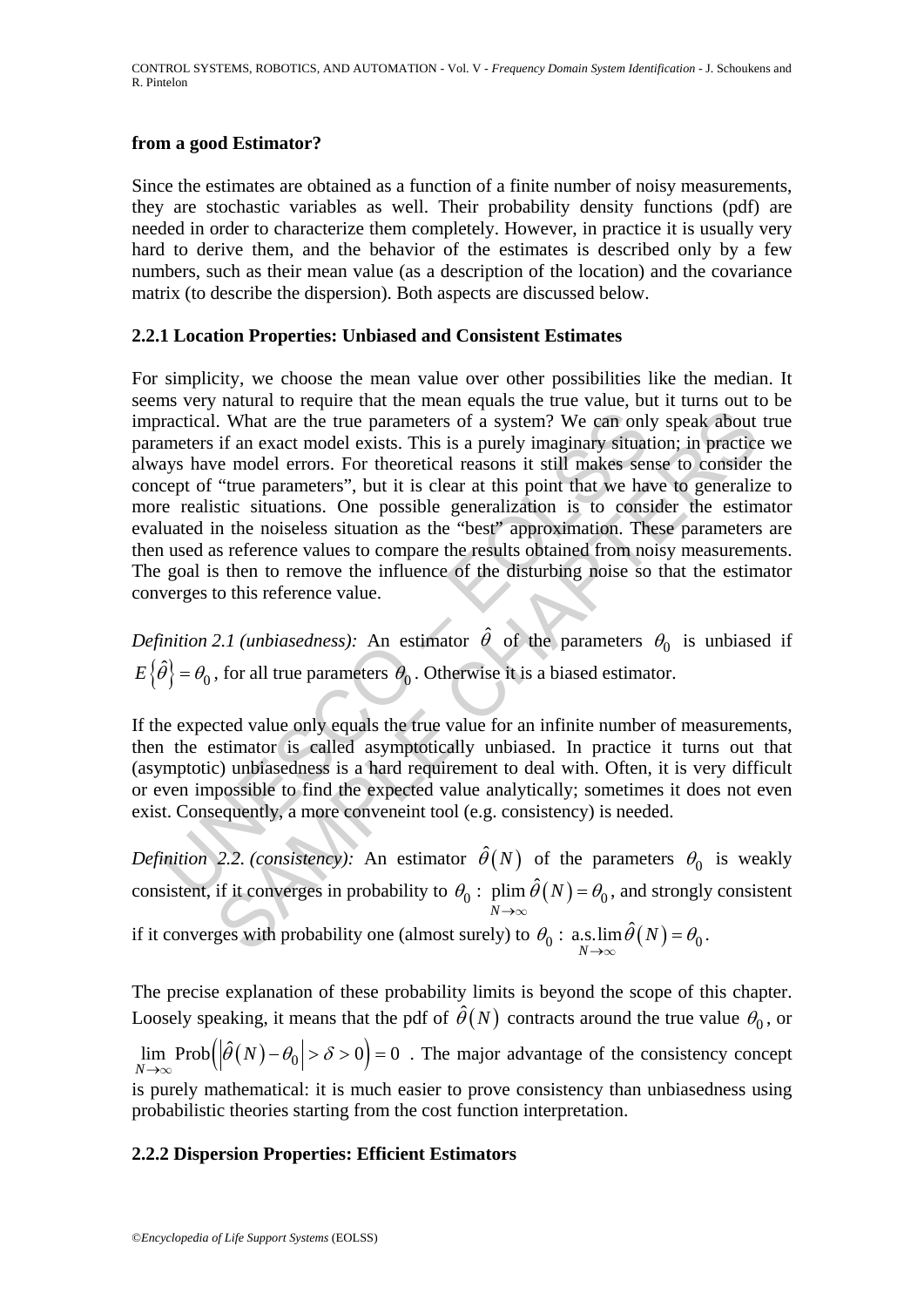**from a good Estimator?**

Since the estimates are obtained as a function of a finite number of noisy measurements, they are stochastic variables as well. Their probability density functions (pdf) are needed in order to characterize them completely. However, in practice it is usually very hard to derive them, and the behavior of the estimates is described only by a few numbers, such as their mean value (as a description of the location) and the covariance matrix (to describe the dispersion). Both aspects are discussed below.

### 2.2.1 Location Properties: Unbiased and Consistent Estimates

For simplicity, we choose the mean value over other possibilities like the median. It seems very natural to require that the mean equals the true value, but it turns out to be impractical. What are the true parameters of a system? We can only speak about true parameters if an exact model exists. This is a purely imaginary situation; in practice we always have model errors. For theoretical reasons it still makes sense to consider the concept of "true parameters", but it is clear at this point that we have to generalize to more realistic situations. One possible generalization is to consider the estimator evaluated in the noiseless situation as the "best" approximation. These parameters are then used as reference values to compare the results obtained from noisy measurements. The goal is then to remove the influence of the disturbing noise so that the estimator converges to this reference value.

*Definition 2.1 (unbiasedness):* An estimator $\hat{\theta}$ of the parameters $\theta_0$ is unbiased if $E\{\hat{\theta}\} = \theta_0$, for all true parameters $\theta_0$. Otherwise it is a biased estimator.

If the expected value only equals the true value for an infinite number of measurements, then the estimator is called asymptotically unbiased. In practice it turns out that (asymptotic) unbiasedness is a hard requirement to deal with. Often, it is very difficult or even impossible to find the expected value analytically; sometimes it does not even exist. Consequently, a more conveneint tool (e.g. consistency) is needed.

*Definition 2.2. (consistency):* An estimator $\hat{\theta}(N)$ of the parameters $\theta_0$ is weakly consistent, if it converges in probability to $\theta_0$ : $\underset{N\to\infty}{\text{plim}}\,\hat{\theta}(N) = \theta_0$, and strongly consistent if it converges with probability one (almost surely) to $\theta_0$ : $\underset{N\to\infty}{\text{a.s.lim}}\,\hat{\theta}(N) = \theta_0$.

The precise explanation of these probability limits is beyond the scope of this chapter. Loosely speaking, it means that the pdf of $\hat{\theta}(N)$ contracts around the true value $\theta_0$, or $\lim_{N\to\infty} \text{Prob}\left(\left|\hat{\theta}(N) - \theta_0\right| > \delta > 0\right) = 0$ . The major advantage of the consistency concept is purely mathematical: it is much easier to prove consistency than unbiasedness using probabilistic theories starting from the cost function interpretation.

### 2.2.2 Dispersion Properties: Efficient Estimators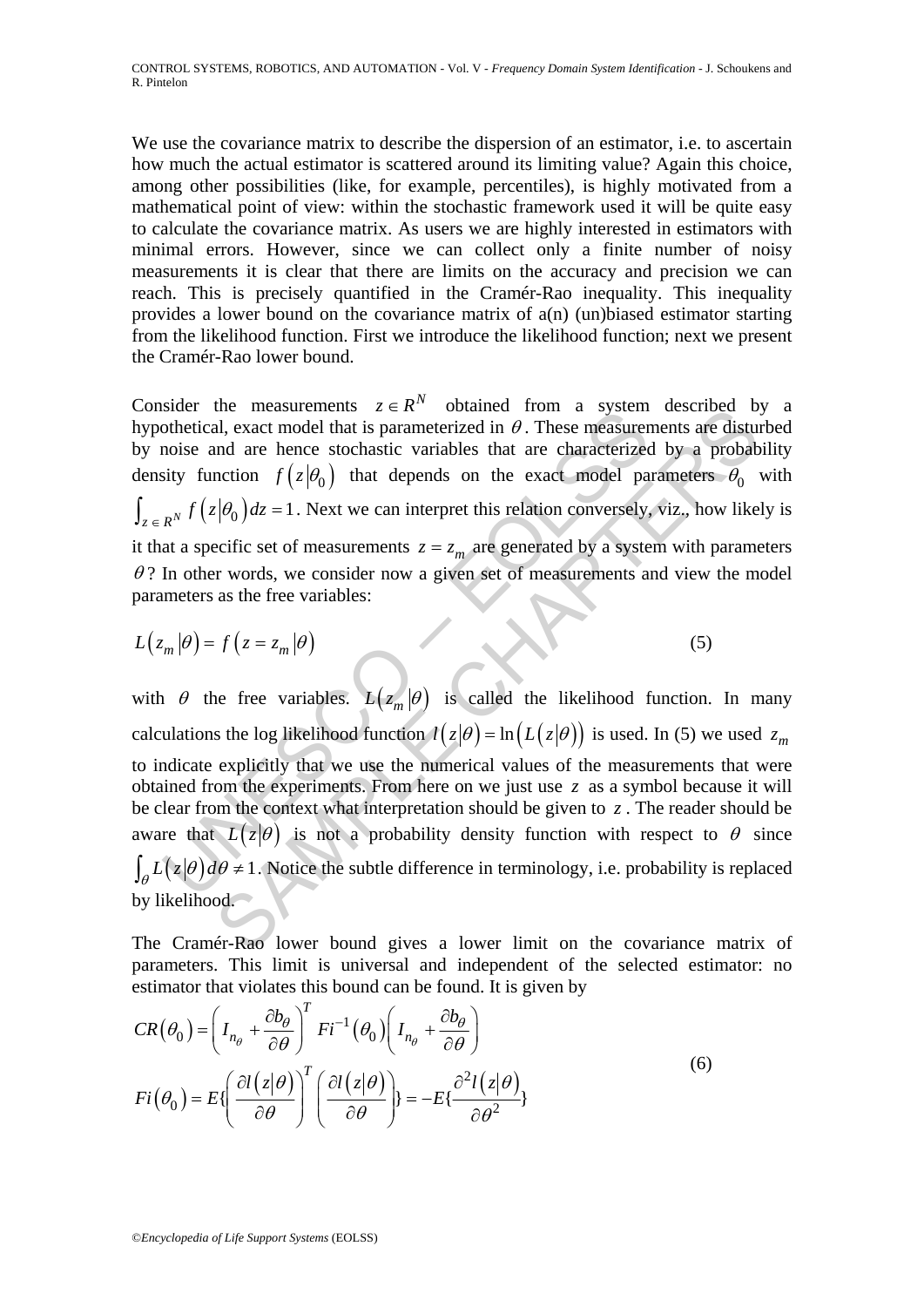We use the covariance matrix to describe the dispersion of an estimator, i.e. to ascertain how much the actual estimator is scattered around its limiting value? Again this choice, among other possibilities (like, for example, percentiles), is highly motivated from a mathematical point of view: within the stochastic framework used it will be quite easy to calculate the covariance matrix. As users we are highly interested in estimators with minimal errors. However, since we can collect only a finite number of noisy measurements it is clear that there are limits on the accuracy and precision we can reach. This is precisely quantified in the Cramér-Rao inequality. This inequality provides a lower bound on the covariance matrix of a(n) (un)biased estimator starting from the likelihood function. First we introduce the likelihood function; next we present the Cramér-Rao lower bound.

Consider the measurements $z \in R^N$ obtained from a system described by a hypothetical, exact model that is parameterized in $\theta$. These measurements are disturbed by noise and are hence stochastic variables that are characterized by a probability density function $f(z|\theta_0)$ that depends on the exact model parameters $\theta_0$ with $\int_{z \in R^N} f(z|\theta_0)dz = 1$. Next we can interpret this relation conversely, viz., how likely is it that a specific set of measurements $z = z_m$ are generated by a system with parameters $\theta$? In other words, we consider now a given set of measurements and view the model parameters as the free variables:

$$L(z_m|\theta) = f(z = z_m|\theta) \tag{5}$$

with $\theta$ the free variables. $L(z_m|\theta)$ is called the likelihood function. In many calculations the log likelihood function $l(z|\theta) = \ln(L(z|\theta))$ is used. In (5) we used $z_m$ to indicate explicitly that we use the numerical values of the measurements that were obtained from the experiments. From here on we just use $z$ as a symbol because it will be clear from the context what interpretation should be given to $z$. The reader should be aware that $L(z|\theta)$ is not a probability density function with respect to $\theta$ since $\int_\theta L(z|\theta)d\theta \neq 1$. Notice the subtle difference in terminology, i.e. probability is replaced by likelihood.

The Cramér-Rao lower bound gives a lower limit on the covariance matrix of parameters. This limit is universal and independent of the selected estimator: no estimator that violates this bound can be found. It is given by

$$\begin{aligned} CR(\theta_0) &= \left(I_{n_\theta} + \frac{\partial b_\theta}{\partial \theta}\right)^T Fi^{-1}(\theta_0)\left(I_{n_\theta} + \frac{\partial b_\theta}{\partial \theta}\right) \\ Fi(\theta_0) &= E\{\left(\frac{\partial l(z|\theta)}{\partial \theta}\right)^T \left(\frac{\partial l(z|\theta)}{\partial \theta}\right)\} = -E\{\frac{\partial^2 l(z|\theta)}{\partial \theta^2}\} \end{aligned} \tag{6}$$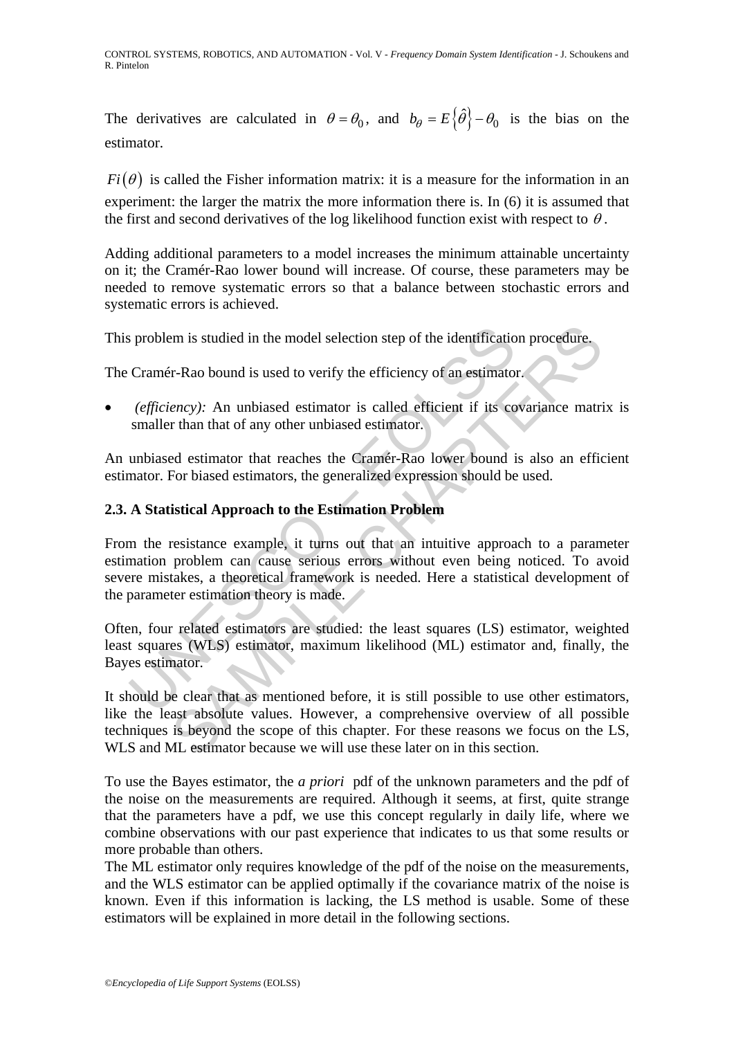The derivatives are calculated in $\theta = \theta_0$, and $b_\theta = E\{\hat{\theta}\} - \theta_0$ is the bias on the estimator.

$Fi(\theta)$ is called the Fisher information matrix: it is a measure for the information in an experiment: the larger the matrix the more information there is. In (6) it is assumed that the first and second derivatives of the log likelihood function exist with respect to $\theta$.

Adding additional parameters to a model increases the minimum attainable uncertainty on it; the Cramér-Rao lower bound will increase. Of course, these parameters may be needed to remove systematic errors so that a balance between stochastic errors and systematic errors is achieved.

This problem is studied in the model selection step of the identification procedure.

The Cramér-Rao bound is used to verify the efficiency of an estimator.

- *(efficiency):* An unbiased estimator is called efficient if its covariance matrix is smaller than that of any other unbiased estimator.

An unbiased estimator that reaches the Cramér-Rao lower bound is also an efficient estimator. For biased estimators, the generalized expression should be used.

### 2.3. A Statistical Approach to the Estimation Problem

From the resistance example, it turns out that an intuitive approach to a parameter estimation problem can cause serious errors without even being noticed. To avoid severe mistakes, a theoretical framework is needed. Here a statistical development of the parameter estimation theory is made.

Often, four related estimators are studied: the least squares (LS) estimator, weighted least squares (WLS) estimator, maximum likelihood (ML) estimator and, finally, the Bayes estimator.

It should be clear that as mentioned before, it is still possible to use other estimators, like the least absolute values. However, a comprehensive overview of all possible techniques is beyond the scope of this chapter. For these reasons we focus on the LS, WLS and ML estimator because we will use these later on in this section.

To use the Bayes estimator, the *a priori* pdf of the unknown parameters and the pdf of the noise on the measurements are required. Although it seems, at first, quite strange that the parameters have a pdf, we use this concept regularly in daily life, where we combine observations with our past experience that indicates to us that some results or more probable than others.
The ML estimator only requires knowledge of the pdf of the noise on the measurements, and the WLS estimator can be applied optimally if the covariance matrix of the noise is known. Even if this information is lacking, the LS method is usable. Some of these estimators will be explained in more detail in the following sections.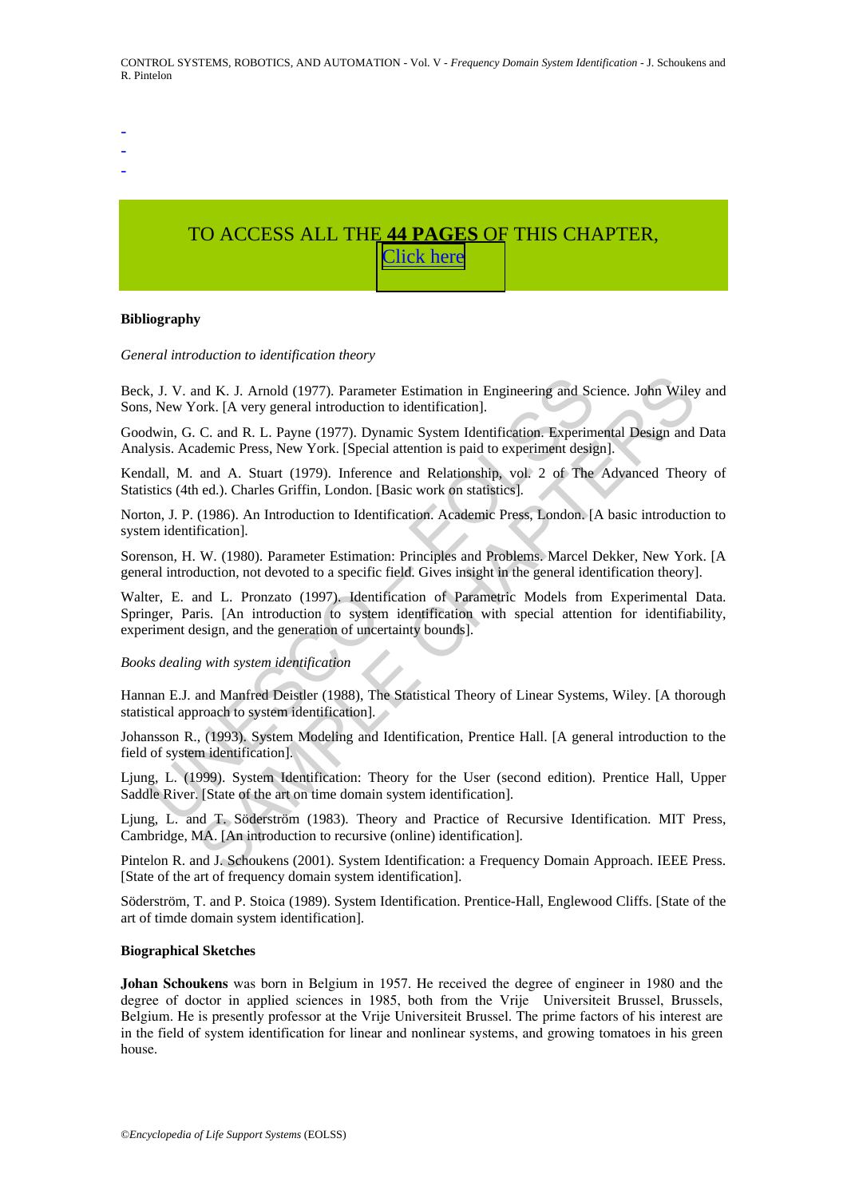-
-
-

TO ACCESS ALL THE **44 PAGES** OF THIS CHAPTER,
Click here

**Bibliography**

*General introduction to identification theory*

Beck, J. V. and K. J. Arnold (1977). Parameter Estimation in Engineering and Science. John Wiley and Sons, New York. [A very general introduction to identification].

Goodwin, G. C. and R. L. Payne (1977). Dynamic System Identification. Experimental Design and Data Analysis. Academic Press, New York. [Special attention is paid to experiment design].

Kendall, M. and A. Stuart (1979). Inference and Relationship, vol. 2 of The Advanced Theory of Statistics (4th ed.). Charles Griffin, London. [Basic work on statistics].

Norton, J. P. (1986). An Introduction to Identification. Academic Press, London. [A basic introduction to system identification].

Sorenson, H. W. (1980). Parameter Estimation: Principles and Problems. Marcel Dekker, New York. [A general introduction, not devoted to a specific field. Gives insight in the general identification theory].

Walter, E. and L. Pronzato (1997). Identification of Parametric Models from Experimental Data. Springer, Paris. [An introduction to system identification with special attention for identifiability, experiment design, and the generation of uncertainty bounds].

*Books dealing with system identification*

Hannan E.J. and Manfred Deistler (1988), The Statistical Theory of Linear Systems, Wiley. [A thorough statistical approach to system identification].

Johansson R., (1993). System Modeling and Identification, Prentice Hall. [A general introduction to the field of system identification].

Ljung, L. (1999). System Identification: Theory for the User (second edition). Prentice Hall, Upper Saddle River. [State of the art on time domain system identification].

Ljung, L. and T. Söderström (1983). Theory and Practice of Recursive Identification. MIT Press, Cambridge, MA. [An introduction to recursive (online) identification].

Pintelon R. and J. Schoukens (2001). System Identification: a Frequency Domain Approach. IEEE Press. [State of the art of frequency domain system identification].

Söderström, T. and P. Stoica (1989). System Identification. Prentice-Hall, Englewood Cliffs. [State of the art of timde domain system identification].

**Biographical Sketches**

**Johan Schoukens** was born in Belgium in 1957. He received the degree of engineer in 1980 and the degree of doctor in applied sciences in 1985, both from the Vrije Universiteit Brussel, Brussels, Belgium. He is presently professor at the Vrije Universiteit Brussel. The prime factors of his interest are in the field of system identification for linear and nonlinear systems, and growing tomatoes in his green house.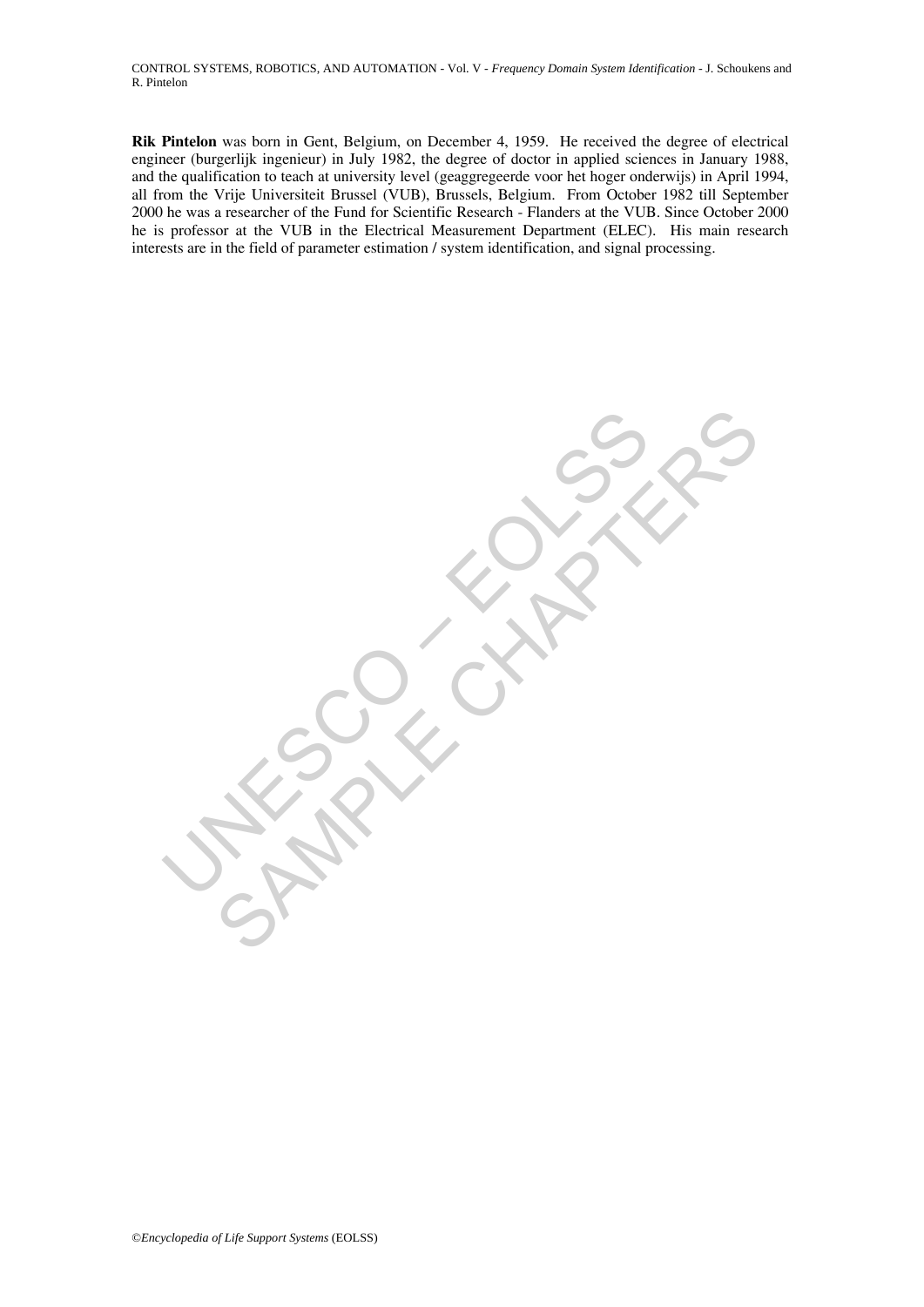**Rik Pintelon** was born in Gent, Belgium, on December 4, 1959. He received the degree of electrical engineer (burgerlijk ingenieur) in July 1982, the degree of doctor in applied sciences in January 1988, and the qualification to teach at university level (geaggregeerde voor het hoger onderwijs) in April 1994, all from the Vrije Universiteit Brussel (VUB), Brussels, Belgium. From October 1982 till September 2000 he was a researcher of the Fund for Scientific Research - Flanders at the VUB. Since October 2000 he is professor at the VUB in the Electrical Measurement Department (ELEC). His main research interests are in the field of parameter estimation / system identification, and signal processing.